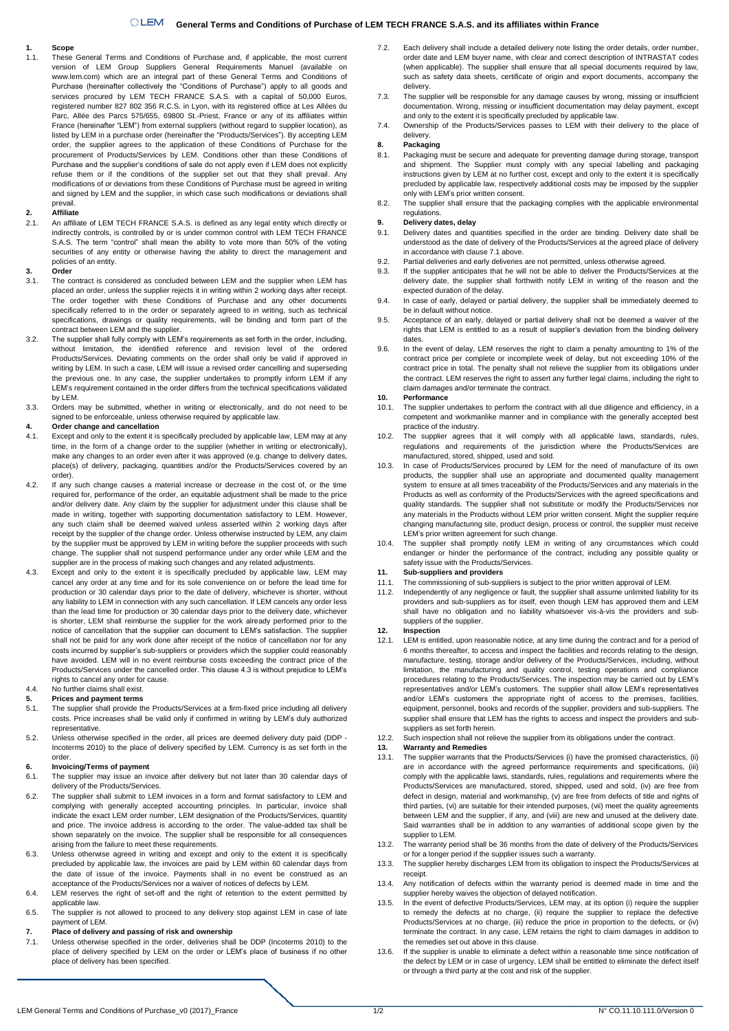# General Terms and Conditions of Purchase of LEM TECH FRANCE S.A.S. and its affiliates within France

## 1. Scope

1.1. These General Terms and Conditions of Purchase and, if applicable, the most current version of LEM Group Suppliers General Requirements Manuel (available on www.lem.com) which are an integral part of these General Terms and Conditions of Purchase (hereinafter collectively the "Conditions of Purchase") apply to all goods and services procured by LEM TECH FRANCE S.A.S. with a capital of 50,000 Euros, registered number 827 802 356 R.C.S. in Lyon, with its registered office at Les Allées du Parc, Allée des Parcs 575/655, 69800 St.-Priest, France or any of its affiliates within France (hereinafter "LEM") from external suppliers (without regard to supplier location), as listed by LEM in a purchase order (hereinafter the "Products/Services"). By accepting LEM order, the supplier agrees to the application of these Conditions of Purchase for the procurement of Products/Services by LEM. Conditions other than these Conditions of Purchase and the supplier's conditions of sale do not apply even if LEM does not explicitly refuse them or if the conditions of the supplier set out that they shall prevail. Any modifications of or deviations from these Conditions of Purchase must be agreed in writing and signed by LEM and the supplier, in which case such modifications or deviations shall prevail.

## 2. Affiliate

2.1. An affiliate of LEM TECH FRANCE S.A.S. is defined as any legal entity which directly or indirectly controls, is controlled by or is under common control with LEM TECH FRANCE S.A.S. The term "control" shall mean the ability to vote more than 50% of the voting securities of any entity or otherwise having the ability to direct the management and policies of an entity.

## 3. Order

3.1. The contract is considered as concluded between LEM and the supplier when LEM has placed an order, unless the supplier rejects it in writing within 2 working days after receipt. The order together with these Conditions of Purchase and any other documents specifically referred to in the order or separately agreed to in writing, such as technical specifications, drawings or quality requirements, will be binding and form part of the contract between LEM and the supplier.

3.2. The supplier shall fully comply with LEM's requirements as set forth in the order, including, without limitation, the identified reference and revision level of the ordered Products/Services. Deviating comments on the order shall only be valid if approved in writing by LEM. In such a case, LEM will issue a revised order cancelling and superseding the previous one. In any case, the supplier undertakes to promptly inform LEM if any LEM's requirement contained in the order differs from the technical specifications validated by LEM.

3.3. Orders may be submitted, whether in writing or electronically, and do not need to be signed to be enforceable, unless otherwise required by applicable law.

## 4. Order change and cancellation

4.1. Except and only to the extent it is specifically precluded by applicable law, LEM may at any time, in the form of a change order to the supplier (whether in writing or electronically), make any changes to an order even after it was approved (e.g. change to delivery dates, place(s) of delivery, packaging, quantities and/or the Products/Services covered by an order).

4.2. If any such change causes a material increase or decrease in the cost of, or the time required for, performance of the order, an equitable adjustment shall be made to the price and/or delivery date. Any claim by the supplier for adjustment under this clause shall be made in writing, together with supporting documentation satisfactory to LEM. However, any such claim shall be deemed waived unless asserted within 2 working days after receipt by the supplier of the change order. Unless otherwise instructed by LEM, any claim by the supplier must be approved by LEM in writing before the supplier proceeds with such change. The supplier shall not suspend performance under any order while LEM and the supplier are in the process of making such changes and any related adjustments.

4.3. Except and only to the extent it is specifically precluded by applicable law, LEM may cancel any order at any time and for its sole convenience on or before the lead time for production or 30 calendar days prior to the date of delivery, whichever is shorter, without any liability to LEM in connection with any such cancellation. If LEM cancels any order less than the lead time for production or 30 calendar days prior to the delivery date, whichever is shorter, LEM shall reimburse the supplier for the work already performed prior to the notice of cancellation that the supplier can document to LEM's satisfaction. The supplier shall not be paid for any work done after receipt of the notice of cancellation nor for any costs incurred by supplier's sub-suppliers or providers which the supplier could reasonably have avoided. LEM will in no event reimburse costs exceeding the contract price of the Products/Services under the cancelled order. This clause 4.3 is without prejudice to LEM's rights to cancel any order for cause.

4.4. No further claims shall exist.

## 5. Prices and payment terms

5.1. The supplier shall provide the Products/Services at a firm-fixed price including all delivery costs. Price increases shall be valid only if confirmed in writing by LEM's duly authorized representative.

5.2. Unless otherwise specified in the order, all prices are deemed delivery duty paid (DDP - Incoterms 2010) to the place of delivery specified by LEM. Currency is as set forth in the order.

## 6. Invoicing/Terms of payment

6.1. The supplier may issue an invoice after delivery but not later than 30 calendar days of delivery of the Products/Services.

6.2. The supplier shall submit to LEM invoices in a form and format satisfactory to LEM and complying with generally accepted accounting principles. In particular, invoice shall indicate the exact LEM order number, LEM designation of the Products/Services, quantity and price. The invoice address is according to the order. The value-added tax shall be shown separately on the invoice. The supplier shall be responsible for all consequences arising from the failure to meet these requirements.

6.3. Unless otherwise agreed in writing and except and only to the extent it is specifically precluded by applicable law, the invoices are paid by LEM within 60 calendar days from the date of issue of the invoice. Payments shall in no event be construed as an acceptance of the Products/Services nor a waiver of notices of defects by LEM.

6.4. LEM reserves the right of set-off and the right of retention to the extent permitted by applicable law.

6.5. The supplier is not allowed to proceed to any delivery stop against LEM in case of late payment of LEM.

## 7. Place of delivery and passing of risk and ownership

7.1. Unless otherwise specified in the order, deliveries shall be DDP (Incoterms 2010) to the place of delivery specified by LEM on the order or LEM's place of business if no other place of delivery has been specified.

7.2. Each delivery shall include a detailed delivery note listing the order details, order number, order date and LEM buyer name, with clear and correct description of INTRASTAT codes (when applicable). The supplier shall ensure that all special documents required by law, such as safety data sheets, certificate of origin and export documents, accompany the delivery.

7.3. The supplier will be responsible for any damage causes by wrong, missing or insufficient documentation. Wrong, missing or insufficient documentation may delay payment, except and only to the extent it is specifically precluded by applicable law.

7.4. Ownership of the Products/Services passes to LEM with their delivery to the place of delivery.

## 8. Packaging

8.1. Packaging must be secure and adequate for preventing damage during storage, transport and shipment. The Supplier must comply with any special labelling and packaging instructions given by LEM at no further cost, except and only to the extent it is specifically precluded by applicable law, respectively additional costs may be imposed by the supplier only with LEM's prior written consent.

8.2. The supplier shall ensure that the packaging complies with the applicable environmental regulations.

## 9. Delivery dates, delay

9.1. Delivery dates and quantities specified in the order are binding. Delivery date shall be understood as the date of delivery of the Products/Services at the agreed place of delivery in accordance with clause 7.1 above.

9.2. Partial deliveries and early deliveries are not permitted, unless otherwise agreed.

9.3. If the supplier anticipates that he will not be able to deliver the Products/Services at the delivery date, the supplier shall forthwith notify LEM in writing of the reason and the expected duration of the delay.

9.4. In case of early, delayed or partial delivery, the supplier shall be immediately deemed to be in default without notice.

9.5. Acceptance of an early, delayed or partial delivery shall not be deemed a waiver of the rights that LEM is entitled to as a result of supplier's deviation from the binding delivery dates.

9.6. In the event of delay, LEM reserves the right to claim a penalty amounting to 1% of the contract price per complete or incomplete week of delay, but not exceeding 10% of the contract price in total. The penalty shall not relieve the supplier from its obligations under the contract. LEM reserves the right to assert any further legal claims, including the right to claim damages and/or terminate the contract.

## 10. Performance

10.1. The supplier undertakes to perform the contract with all due diligence and efficiency, in a competent and workmanlike manner and in compliance with the generally accepted best practice of the industry.

10.2. The supplier agrees that it will comply with all applicable laws, standards, rules, regulations and requirements of the jurisdiction where the Products/Services are manufactured, stored, shipped, used and sold.

10.3. In case of Products/Services procured by LEM for the need of manufacture of its own products, the supplier shall use an appropriate and documented quality management system to ensure at all times traceability of the Products/Services and any materials in the Products as well as conformity of the Products/Services with the agreed specifications and quality standards. The supplier shall not substitute or modify the Products/Services nor any materials in the Products without LEM prior written consent. Might the supplier require changing manufacturing site, product design, process or control, the supplier must receive LEM's prior written agreement for such change.

10.4. The supplier shall promptly notify LEM in writing of any circumstances which could endanger or hinder the performance of the contract, including any possible quality or safety issue with the Products/Services.

## 11. Sub-suppliers and providers

11.1. The commissioning of sub-suppliers is subject to the prior written approval of LEM.

11.2. Independently of any negligence or fault, the supplier shall assume unlimited liability for its providers and sub-suppliers as for itself, even though LEM has approved them and LEM shall have no obligation and no liability whatsoever vis-à-vis the providers and sub-suppliers of the supplier.

## 12. Inspection

12.1. LEM is entitled, upon reasonable notice, at any time during the contract and for a period of 6 months thereafter, to access and inspect the facilities and records relating to the design, manufacture, testing, storage and/or delivery of the Products/Services, including, without limitation, the manufacturing and quality control, testing operations and compliance procedures relating to the Products/Services. The inspection may be carried out by LEM's representatives and/or LEM's customers. The supplier shall allow LEM's representatives and/or LEM's customers the appropriate right of access to the premises, facilities, equipment, personnel, books and records of the supplier, providers and sub-suppliers. The supplier shall ensure that LEM has the rights to access and inspect the providers and sub-suppliers as set forth herein.

12.2. Such inspection shall not relieve the supplier from its obligations under the contract.

## 13. Warranty and Remedies

13.1. The supplier warrants that the Products/Services (i) have the promised characteristics, (ii) are in accordance with the agreed performance requirements and specifications, (iii) comply with the applicable laws, standards, rules, regulations and requirements where the Products/Services are manufactured, stored, shipped, used and sold, (iv) are free from defect in design, material and workmanship, (v) are free from defects of title and rights of third parties, (vi) are suitable for their intended purposes, (vii) meet the quality agreements between LEM and the supplier, if any, and (viii) are new and unused at the delivery date. Said warranties shall be in addition to any warranties of additional scope given by the supplier to LEM.

13.2. The warranty period shall be 36 months from the date of delivery of the Products/Services or for a longer period if the supplier issues such a warranty.

13.3. The supplier hereby discharges LEM from its obligation to inspect the Products/Services at receipt.

13.4. Any notification of defects within the warranty period is deemed made in time and the supplier hereby waives the objection of delayed notification.

13.5. In the event of defective Products/Services, LEM may, at its option (i) require the supplier to remedy the defects at no charge, (ii) require the supplier to replace the defective Products/Services at no charge, (iii) reduce the price in proportion to the defects, or (iv) terminate the contract. In any case, LEM retains the right to claim damages in addition to the remedies set out above in this clause.

13.6. If the supplier is unable to eliminate a defect within a reasonable time since notification of the defect by LEM or in case of urgency, LEM shall be entitled to eliminate the defect itself or through a third party at the cost and risk of the supplier.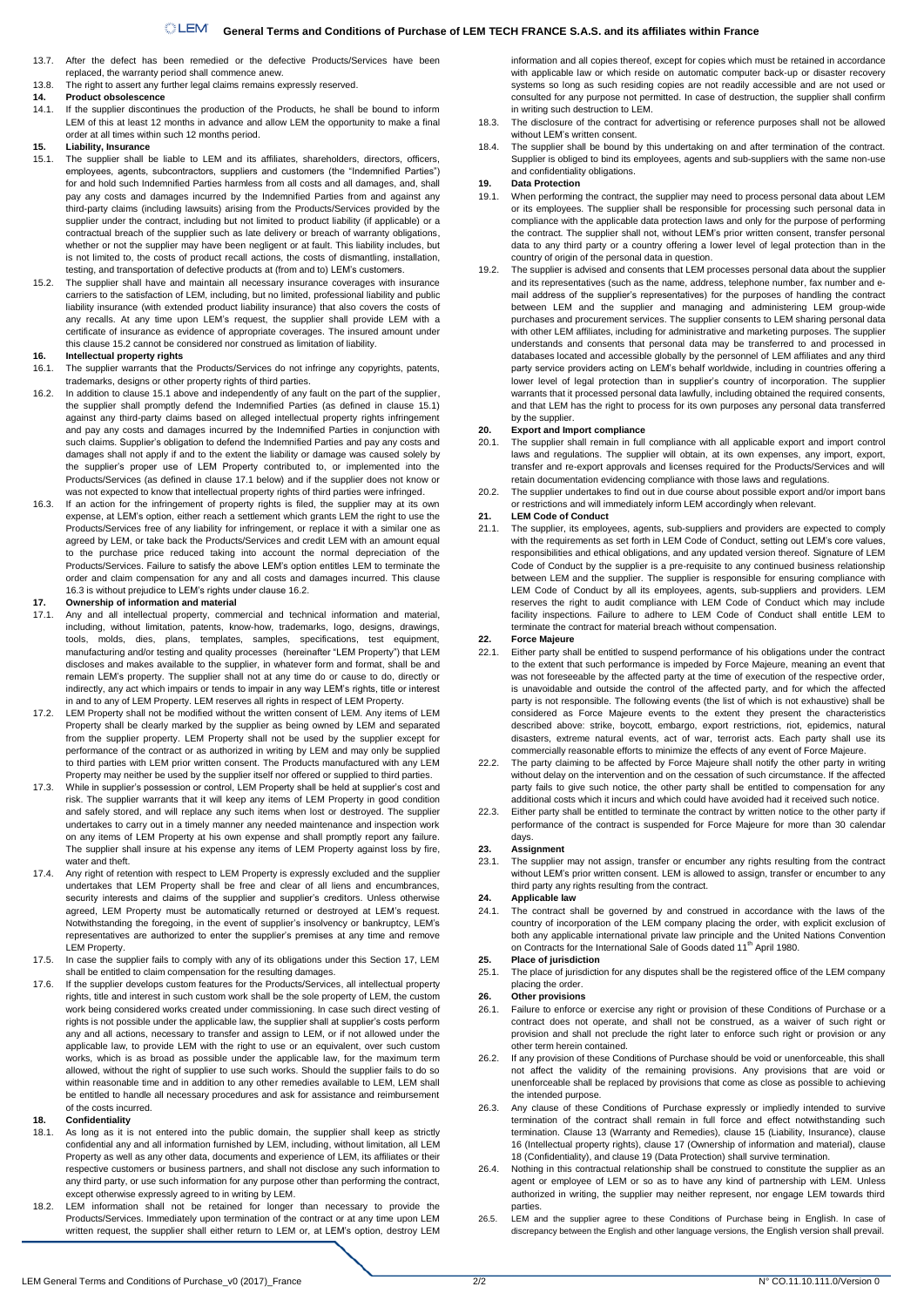13.7. After the defect has been remedied or the defective Products/Services have been replaced, the warranty period shall commence anew.

13.8. The right to assert any further legal claims remains expressly reserved.

**14. Product obsolescence**

14.1. If the supplier discontinues the production of the Products, he shall be bound to inform LEM of this at least 12 months in advance and allow LEM the opportunity to make a final order at all times within such 12 months period.

**15. Liability, Insurance**

15.1. The supplier shall be liable to LEM and its affiliates, shareholders, directors, officers, employees, agents, subcontractors, suppliers and customers (the "Indemnified Parties") for and hold such Indemnified Parties harmless from all costs and all damages, and, shall pay any costs and damages incurred by the Indemnified Parties from and against any third-party claims (including lawsuits) arising from the Products/Services provided by the supplier under the contract, including but not limited to product liability (if applicable) or a contractual breach of the supplier such as late delivery or breach of warranty obligations, whether or not the supplier may have been negligent or at fault. This liability includes, but is not limited to, the costs of product recall actions, the costs of dismantling, installation, testing, and transportation of defective products at (from and to) LEM's customers.

15.2. The supplier shall have and maintain all necessary insurance coverages with insurance carriers to the satisfaction of LEM, including, but no limited, professional liability and public liability insurance (with extended product liability insurance) that also covers the costs of any recalls. At any time upon LEM's request, the supplier shall provide LEM with a certificate of insurance as evidence of appropriate coverages. The insured amount under this clause 15.2 cannot be considered nor construed as limitation of liability.

**16. Intellectual property rights**

16.1. The supplier warrants that the Products/Services do not infringe any copyrights, patents, trademarks, designs or other property rights of third parties.

16.2. In addition to clause 15.1 above and independently of any fault on the part of the supplier, the supplier shall promptly defend the Indemnified Parties (as defined in clause 15.1) against any third-party claims based on alleged intellectual property rights infringement and pay any costs and damages incurred by the Indemnified Parties in conjunction with such claims. Supplier's obligation to defend the Indemnified Parties and pay any costs and damages shall not apply if and to the extent the liability or damage was caused solely by the supplier's proper use of LEM Property contributed to, or implemented into the Products/Services (as defined in clause 17.1 below) and if the supplier does not know or was not expected to know that intellectual property rights of third parties were infringed.

16.3. If an action for the infringement of property rights is filed, the supplier may at its own expense, at LEM's option, either reach a settlement which grants LEM the right to use the Products/Services free of any liability for infringement, or replace it with a similar one as agreed by LEM, or take back the Products/Services and credit LEM with an amount equal to the purchase price reduced taking into account the normal depreciation of the Products/Services. Failure to satisfy the above LEM's option entitles LEM to terminate the order and claim compensation for any and all costs and damages incurred. This clause 16.3 is without prejudice to LEM's rights under clause 16.2.

**17. Ownership of information and material**

17.1. Any and all intellectual property, commercial and technical information and material, including, without limitation, patents, know-how, trademarks, logo, designs, drawings, tools, molds, dies, plans, templates, samples, specifications, test equipment, manufacturing and/or testing and quality processes (hereinafter "LEM Property") that LEM discloses and makes available to the supplier, in whatever form and format, shall be and remain LEM's property. The supplier shall not at any time do or cause to do, directly or indirectly, any act which impairs or tends to impair in any way LEM's rights, title or interest in and to any of LEM Property. LEM reserves all rights in respect of LEM Property.

17.2. LEM Property shall not be modified without the written consent of LEM. Any items of LEM Property shall be clearly marked by the supplier as being owned by LEM and separated from the supplier property. LEM Property shall not be used by the supplier except for performance of the contract or as authorized in writing by LEM and may only be supplied to third parties with LEM prior written consent. The Products manufactured with any LEM Property may neither be used by the supplier itself nor offered or supplied to third parties.

17.3. While in supplier's possession or control, LEM Property shall be held at supplier's cost and risk. The supplier warrants that it will keep any items of LEM Property in good condition and safely stored, and will replace any such items when lost or destroyed. The supplier undertakes to carry out in a timely manner any needed maintenance and inspection work on any items of LEM Property at his own expense and shall promptly report any failure. The supplier shall insure at his expense any items of LEM Property against loss by fire, water and theft.

17.4. Any right of retention with respect to LEM Property is expressly excluded and the supplier undertakes that LEM Property shall be free and clear of all liens and encumbrances, security interests and claims of the supplier and supplier's creditors. Unless otherwise agreed, LEM Property must be automatically returned or destroyed at LEM's request. Notwithstanding the foregoing, in the event of supplier's insolvency or bankruptcy, LEM's representatives are authorized to enter the supplier's premises at any time and remove LEM Property.

17.5. In case the supplier fails to comply with any of its obligations under this Section 17, LEM shall be entitled to claim compensation for the resulting damages.

17.6. If the supplier develops custom features for the Products/Services, all intellectual property rights, title and interest in such custom work shall be the sole property of LEM, the custom work being considered works created under commissioning. In case such direct vesting of rights is not possible under the applicable law, the supplier shall at supplier's costs perform any and all actions, necessary to transfer and assign to LEM, or if not allowed under the applicable law, to provide LEM with the right to use or an equivalent, over such custom works, which is as broad as possible under the applicable law, for the maximum term allowed, without the right of supplier to use such works. Should the supplier fails to do so within reasonable time and in addition to any other remedies available to LEM, LEM shall be entitled to handle all necessary procedures and ask for assistance and reimbursement of the costs incurred.

**18. Confidentiality**

18.1. As long as it is not entered into the public domain, the supplier shall keep as strictly confidential any and all information furnished by LEM, including, without limitation, all LEM Property as well as any other data, documents and experience of LEM, its affiliates or their respective customers or business partners, and shall not disclose any such information to any third party, or use such information for any purpose other than performing the contract, except otherwise expressly agreed to in writing by LEM.

18.2. LEM information shall not be retained for longer than necessary to provide the Products/Services. Immediately upon termination of the contract or at any time upon LEM written request, the supplier shall either return to LEM or, at LEM's option, destroy LEM information and all copies thereof, except for copies which must be retained in accordance with applicable law or which reside on automatic computer back-up or disaster recovery systems so long as such residing copies are not readily accessible and are not used or consulted for any purpose not permitted. In case of destruction, the supplier shall confirm in writing such destruction to LEM.

18.3. The disclosure of the contract for advertising or reference purposes shall not be allowed without LEM's written consent.

18.4. The supplier shall be bound by this undertaking on and after termination of the contract. Supplier is obliged to bind its employees, agents and sub-suppliers with the same non-use and confidentiality obligations.

**19. Data Protection**

19.1. When performing the contract, the supplier may need to process personal data about LEM or its employees. The supplier shall be responsible for processing such personal data in compliance with the applicable data protection laws and only for the purpose of performing the contract. The supplier shall not, without LEM's prior written consent, transfer personal data to any third party or a country offering a lower level of legal protection than in the country of origin of the personal data in question.

19.2. The supplier is advised and consents that LEM processes personal data about the supplier and its representatives (such as the name, address, telephone number, fax number and e-mail address of the supplier's representatives) for the purposes of handling the contract between LEM and the supplier and managing and administering LEM group-wide purchases and procurement services. The supplier consents to LEM sharing personal data with other LEM affiliates, including for administrative and marketing purposes. The supplier understands and consents that personal data may be transferred to and processed in databases located and accessible globally by the personnel of LEM affiliates and any third party service providers acting on LEM's behalf worldwide, including in countries offering a lower level of legal protection than in supplier's country of incorporation. The supplier warrants that it processed personal data lawfully, including obtained the required consents, and that LEM has the right to process for its own purposes any personal data transferred by the supplier.

**20. Export and Import compliance**

20.1. The supplier shall remain in full compliance with all applicable export and import control laws and regulations. The supplier will obtain, at its own expenses, any import, export, transfer and re-export approvals and licenses required for the Products/Services and will retain documentation evidencing compliance with those laws and regulations.

20.2. The supplier undertakes to find out in due course about possible export and/or import bans or restrictions and will immediately inform LEM accordingly when relevant.

**21. LEM Code of Conduct**

21.1. The supplier, its employees, agents, sub-suppliers and providers are expected to comply with the requirements as set forth in LEM Code of Conduct, setting out LEM's core values, responsibilities and ethical obligations, and any updated version thereof. Signature of LEM Code of Conduct by the supplier is a pre-requisite to any continued business relationship between LEM and the supplier. The supplier is responsible for ensuring compliance with LEM Code of Conduct by all its employees, agents, sub-suppliers and providers. LEM reserves the right to audit compliance with LEM Code of Conduct which may include facility inspections. Failure to adhere to LEM Code of Conduct shall entitle LEM to terminate the contract for material breach without compensation.

**22. Force Majeure**

22.1. Either party shall be entitled to suspend performance of his obligations under the contract to the extent that such performance is impeded by Force Majeure, meaning an event that was not foreseeable by the affected party at the time of execution of the respective order, is unavoidable and outside the control of the affected party, and for which the affected party is not responsible. The following events (the list of which is not exhaustive) shall be considered as Force Majeure events to the extent they present the characteristics described above: strike, boycott, embargo, export restrictions, riot, epidemics, natural disasters, extreme natural events, act of war, terrorist acts. Each party shall use its commercially reasonable efforts to minimize the effects of any event of Force Majeure.

22.2. The party claiming to be affected by Force Majeure shall notify the other party in writing without delay on the intervention and on the cessation of such circumstance. If the affected party fails to give such notice, the other party shall be entitled to compensation for any additional costs which it incurs and which could have avoided had it received such notice.

22.3. Either party shall be entitled to terminate the contract by written notice to the other party if performance of the contract is suspended for Force Majeure for more than 30 calendar days.

**23. Assignment**

23.1. The supplier may not assign, transfer or encumber any rights resulting from the contract without LEM's prior written consent. LEM is allowed to assign, transfer or encumber to any third party any rights resulting from the contract.

**24. Applicable law**

24.1. The contract shall be governed by and construed in accordance with the laws of the country of incorporation of the LEM company placing the order, with explicit exclusion of both any applicable international private law principle and the United Nations Convention on Contracts for the International Sale of Goods dated 11th April 1980.

**25. Place of jurisdiction**

25.1. The place of jurisdiction for any disputes shall be the registered office of the LEM company placing the order.

**26. Other provisions**

26.1. Failure to enforce or exercise any right or provision of these Conditions of Purchase or a contract does not operate, and shall not be construed, as a waiver of such right or provision and shall not preclude the right later to enforce such right or provision or any other term herein contained.

26.2. If any provision of these Conditions of Purchase should be void or unenforceable, this shall not affect the validity of the remaining provisions. Any provisions that are void or unenforceable shall be replaced by provisions that come as close as possible to achieving the intended purpose.

26.3. Any clause of these Conditions of Purchase expressly or impliedly intended to survive termination of the contract shall remain in full force and effect notwithstanding such termination. Clause 13 (Warranty and Remedies), clause 15 (Liability, Insurance), clause 16 (Intellectual property rights), clause 17 (Ownership of information and material), clause 18 (Confidentiality), and clause 19 (Data Protection) shall survive termination.

26.4. Nothing in this contractual relationship shall be construed to constitute the supplier as an agent or employee of LEM or so as to have any kind of partnership with LEM. Unless authorized in writing, the supplier may neither represent, nor engage LEM towards third parties.

26.5. LEM and the supplier agree to these Conditions of Purchase being in English. In case of discrepancy between the English and other language versions, the English version shall prevail.